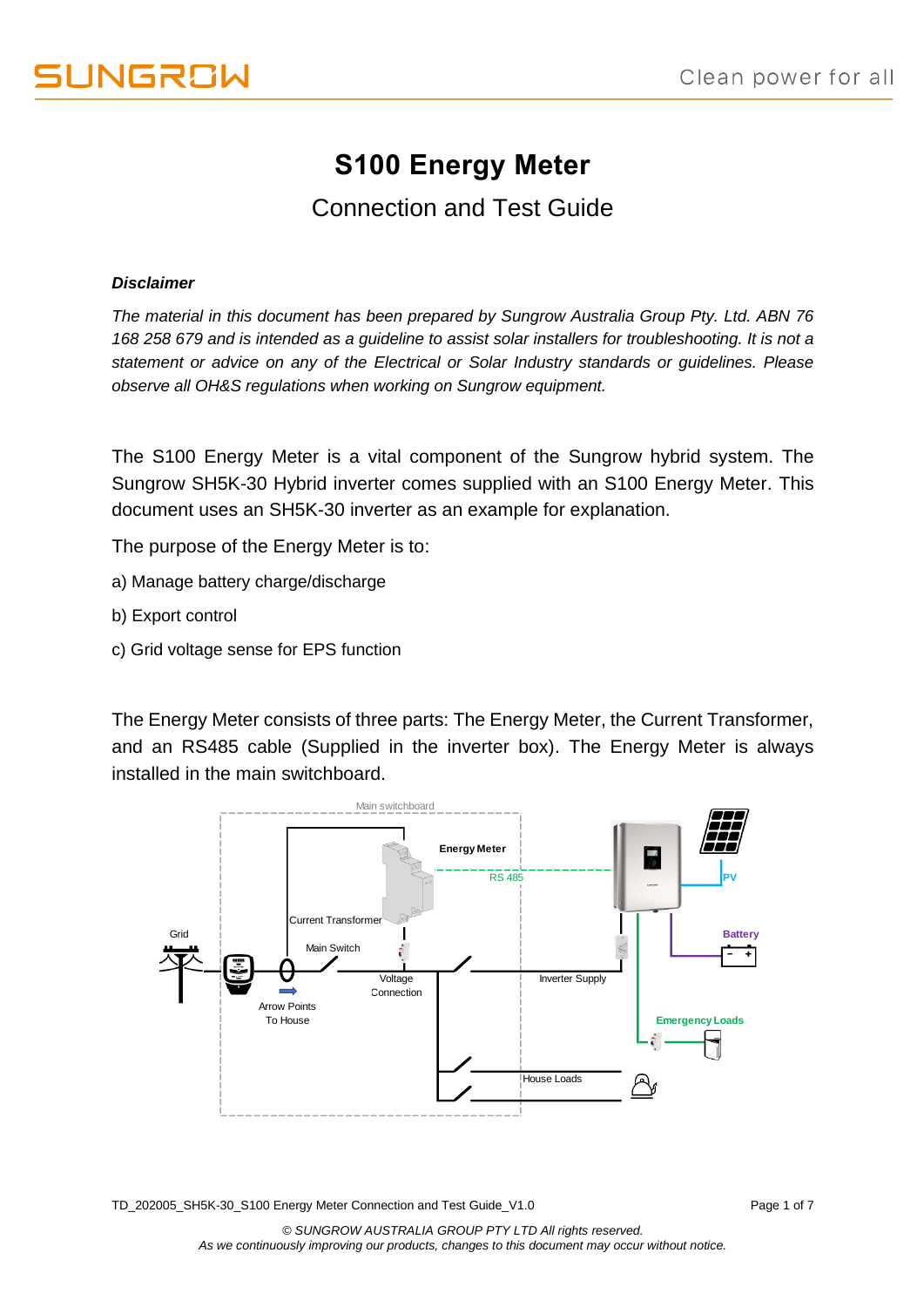# S100 Energy Meter

## Connection and Test Guide

***Disclaimer***

*The material in this document has been prepared by Sungrow Australia Group Pty. Ltd. ABN 76 168 258 679 and is intended as a guideline to assist solar installers for troubleshooting. It is not a statement or advice on any of the Electrical or Solar Industry standards or guidelines. Please observe all OH&S regulations when working on Sungrow equipment.*

The S100 Energy Meter is a vital component of the Sungrow hybrid system. The Sungrow SH5K-30 Hybrid inverter comes supplied with an S100 Energy Meter. This document uses an SH5K-30 inverter as an example for explanation.

The purpose of the Energy Meter is to:

a) Manage battery charge/discharge

b) Export control

c) Grid voltage sense for EPS function

The Energy Meter consists of three parts: The Energy Meter, the Current Transformer, and an RS485 cable (Supplied in the inverter box). The Energy Meter is always installed in the main switchboard.

Main switchboard
Energy Meter
RS 485
PV
Current Transformer
Battery
Grid
Main Switch
Voltage Connection
Inverter Supply
Arrow Points To House
Emergency Loads
House Loads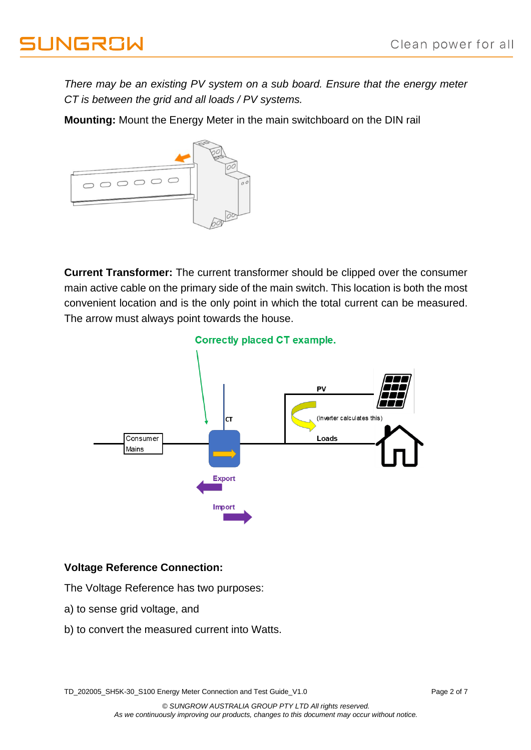*There may be an existing PV system on a sub board. Ensure that the energy meter CT is between the grid and all loads / PV systems.*

**Mounting:** Mount the Energy Meter in the main switchboard on the DIN rail

**Current Transformer:** The current transformer should be clipped over the consumer main active cable on the primary side of the main switch. This location is both the most convenient location and is the only point in which the total current can be measured. The arrow must always point towards the house.

Correctly placed CT example.

CT

PV

(Inverter calculates this)

Loads

Consumer Mains

Export

Import

**Voltage Reference Connection:**

The Voltage Reference has two purposes:

a) to sense grid voltage, and

b) to convert the measured current into Watts.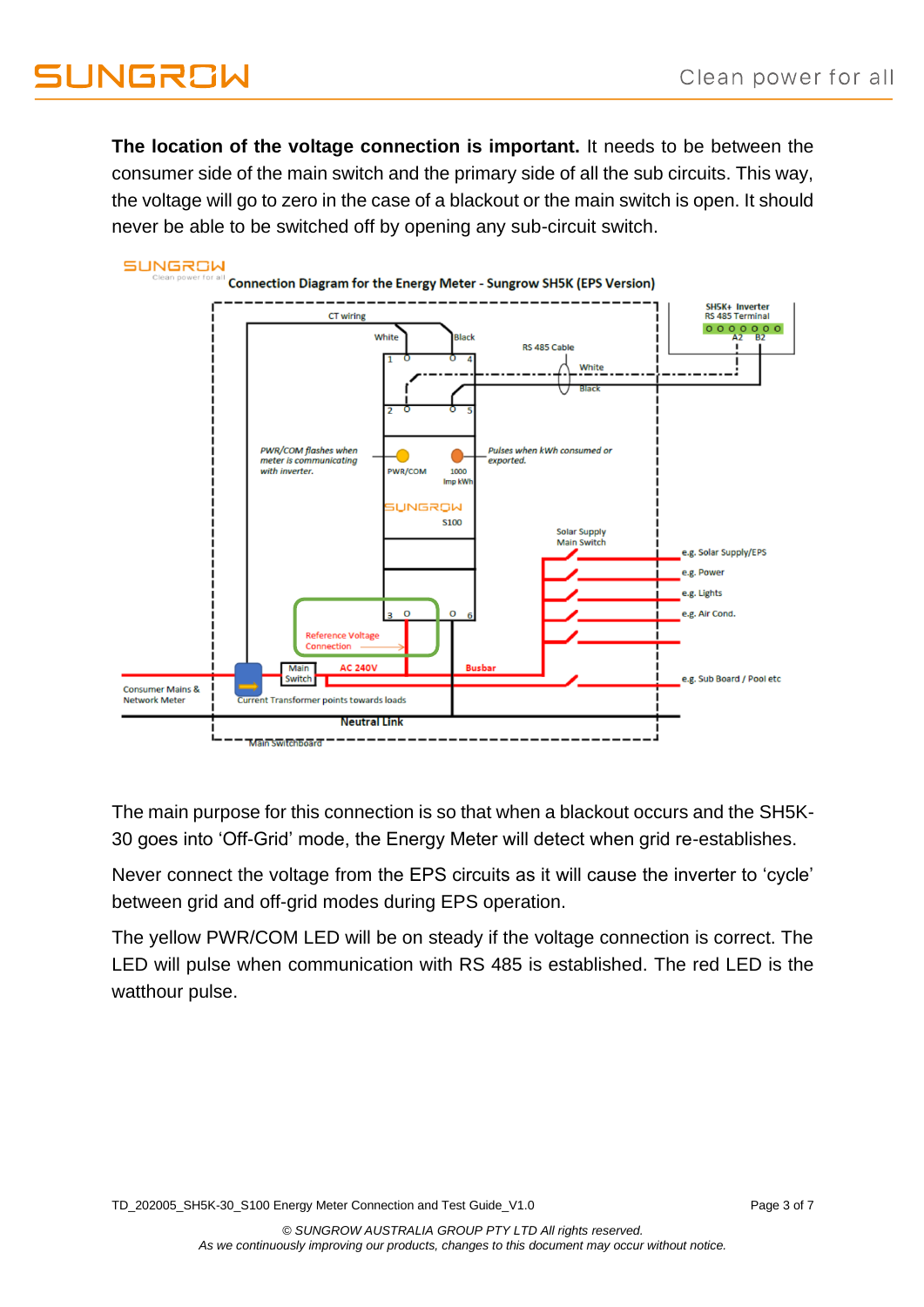**The location of the voltage connection is important.** It needs to be between the consumer side of the main switch and the primary side of all the sub circuits. This way, the voltage will go to zero in the case of a blackout or the main switch is open. It should never be able to be switched off by opening any sub-circuit switch.

SUNGROW
Clean power for all
Connection Diagram for the Energy Meter - Sungrow SH5K (EPS Version)

CT wiring
White
Black
RS 485 Cable
White
Black
SH5K+ Inverter
RS 485 Terminal
A2 B2
1 4
2 5
PWR/COM flashes when meter is communicating with inverter.
PWR/COM
1000 Imp kWh
Pulses when kWh consumed or exported.
SUNGROW
S100
Solar Supply Main Switch
e.g. Solar Supply/EPS
e.g. Power
e.g. Lights
e.g. Air Cond.
3 6
Reference Voltage Connection
Main Switch
AC 240V
Busbar
e.g. Sub Board / Pool etc
Consumer Mains & Network Meter
Current Transformer points towards loads
Neutral Link
Main Switchboard

The main purpose for this connection is so that when a blackout occurs and the SH5K-30 goes into 'Off-Grid' mode, the Energy Meter will detect when grid re-establishes.

Never connect the voltage from the EPS circuits as it will cause the inverter to 'cycle' between grid and off-grid modes during EPS operation.

The yellow PWR/COM LED will be on steady if the voltage connection is correct. The LED will pulse when communication with RS 485 is established. The red LED is the watthour pulse.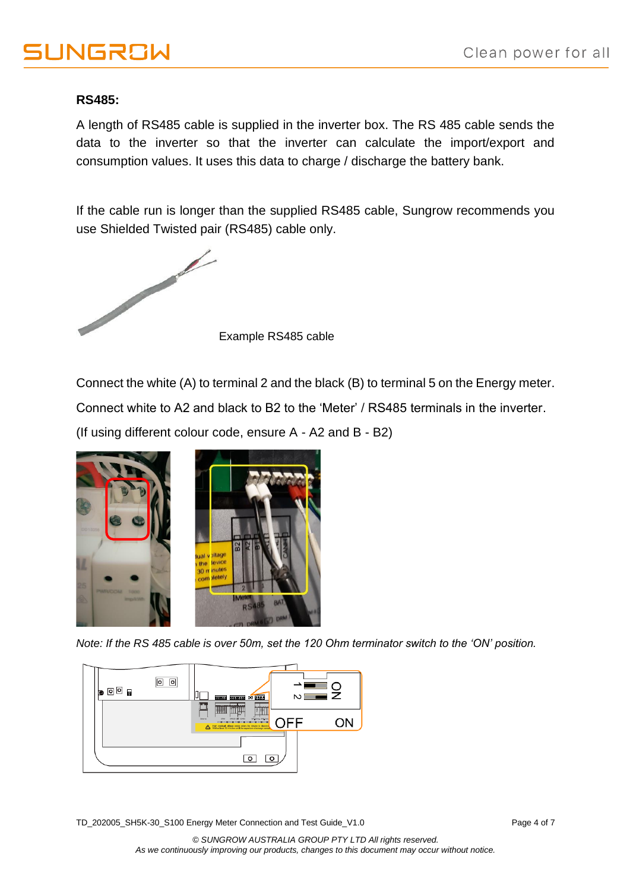**RS485:**

A length of RS485 cable is supplied in the inverter box. The RS 485 cable sends the data to the inverter so that the inverter can calculate the import/export and consumption values. It uses this data to charge / discharge the battery bank.

If the cable run is longer than the supplied RS485 cable, Sungrow recommends you use Shielded Twisted pair (RS485) cable only.

Example RS485 cable

Connect the white (A) to terminal 2 and the black (B) to terminal 5 on the Energy meter.

Connect white to A2 and black to B2 to the 'Meter' / RS485 terminals in the inverter.

(If using different colour code, ensure A - A2 and B - B2)

*Note: If the RS 485 cable is over 50m, set the 120 Ohm terminator switch to the 'ON' position.*

OFF

ON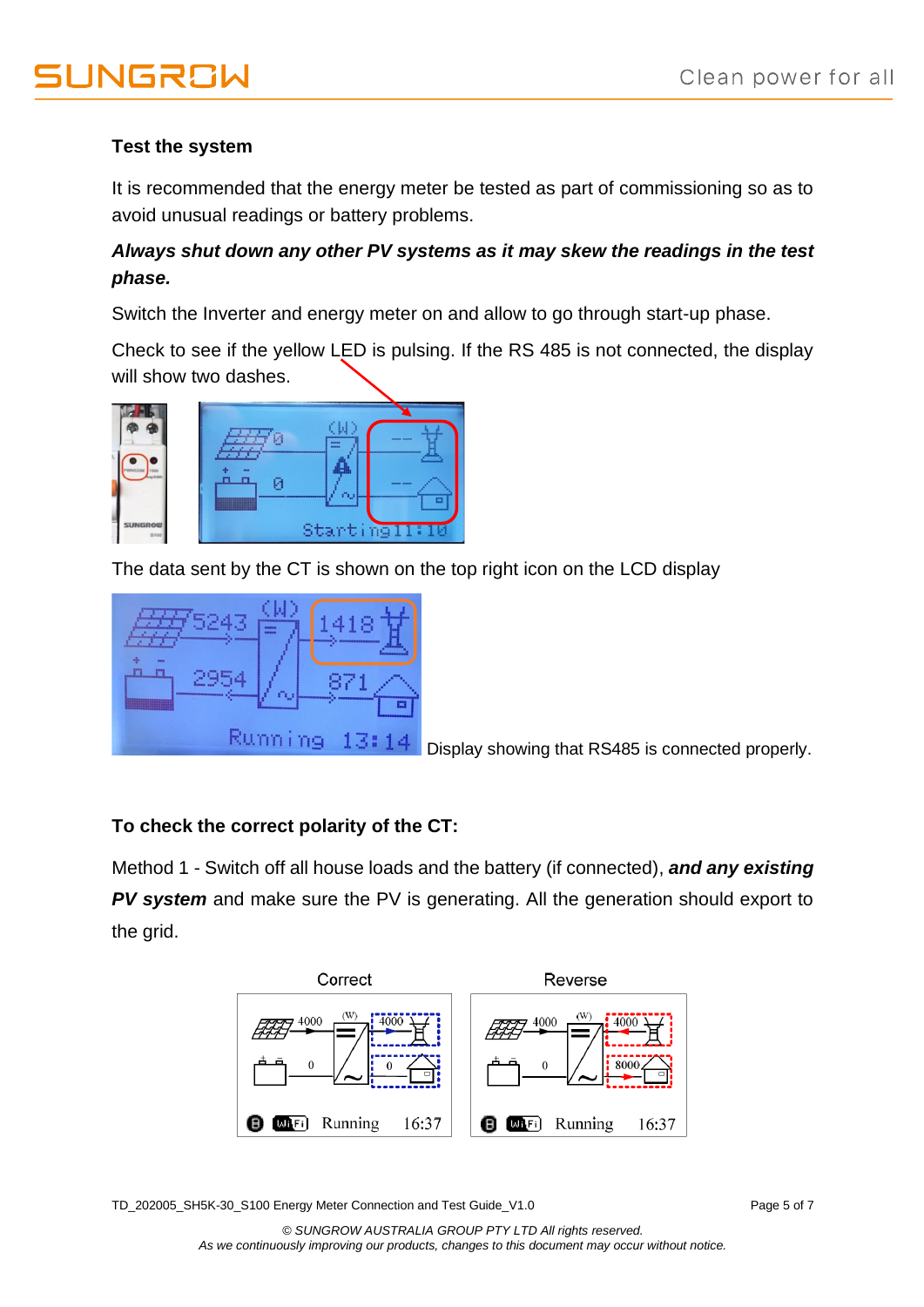### Test the system

It is recommended that the energy meter be tested as part of commissioning so as to avoid unusual readings or battery problems.

***Always shut down any other PV systems as it may skew the readings in the test phase.***

Switch the Inverter and energy meter on and allow to go through start-up phase.

Check to see if the yellow LED is pulsing. If the RS 485 is not connected, the display will show two dashes.

The data sent by the CT is shown on the top right icon on the LCD display

Display showing that RS485 is connected properly.

### To check the correct polarity of the CT:

Method 1 - Switch off all house loads and the battery (if connected), ***and any existing PV system*** and make sure the PV is generating. All the generation should export to the grid.

Correct

Reverse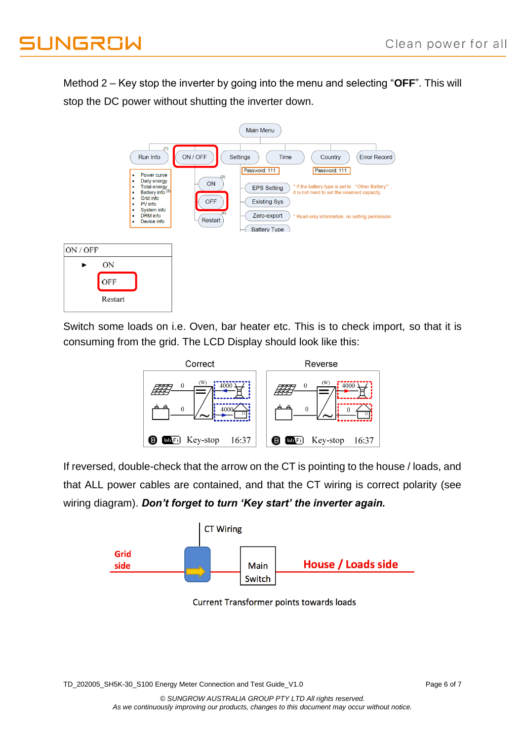Method 2 – Key stop the inverter by going into the menu and selecting "**OFF**". This will stop the DC power without shutting the inverter down.

Main Menu

Run Info (1)
ON / OFF
Settings
Time
Country
Error Record

Password: 111
Password: 111

- Power curve
- Daily energy
- Total energy
- Battery info (2)
- Grid info
- PV info
- System info
- DRM info
- Device info

(3)
ON
OFF
Restart (4)

EPS Setting
Existing Sys
Zero-export
Battery Type

* If the battery type is set to "Other Battery", it is not need to set the reserved capacity.

* Read-only information, no setting permission.

ON / OFF

► ON

OFF

Restart

Switch some loads on i.e. Oven, bar heater etc. This is to check import, so that it is consuming from the grid. The LCD Display should look like this:

Correct

0 (W) 4000

0 4000

Key-stop 16:37

Reverse

0 (W) 4000

0 0

Key-stop 16:37

If reversed, double-check that the arrow on the CT is pointing to the house / loads, and that ALL power cables are contained, and that the CT wiring is correct polarity (see wiring diagram). ***Don't forget to turn 'Key start' the inverter again.***

CT Wiring

Grid side

Main Switch

House / Loads side

Current Transformer points towards loads

TD_202005_SH5K-30_S100 Energy Meter Connection and Test Guide_V1.0

© SUNGROW AUSTRALIA GROUP PTY LTD All rights reserved.
As we continuously improving our products, changes to this document may occur without notice.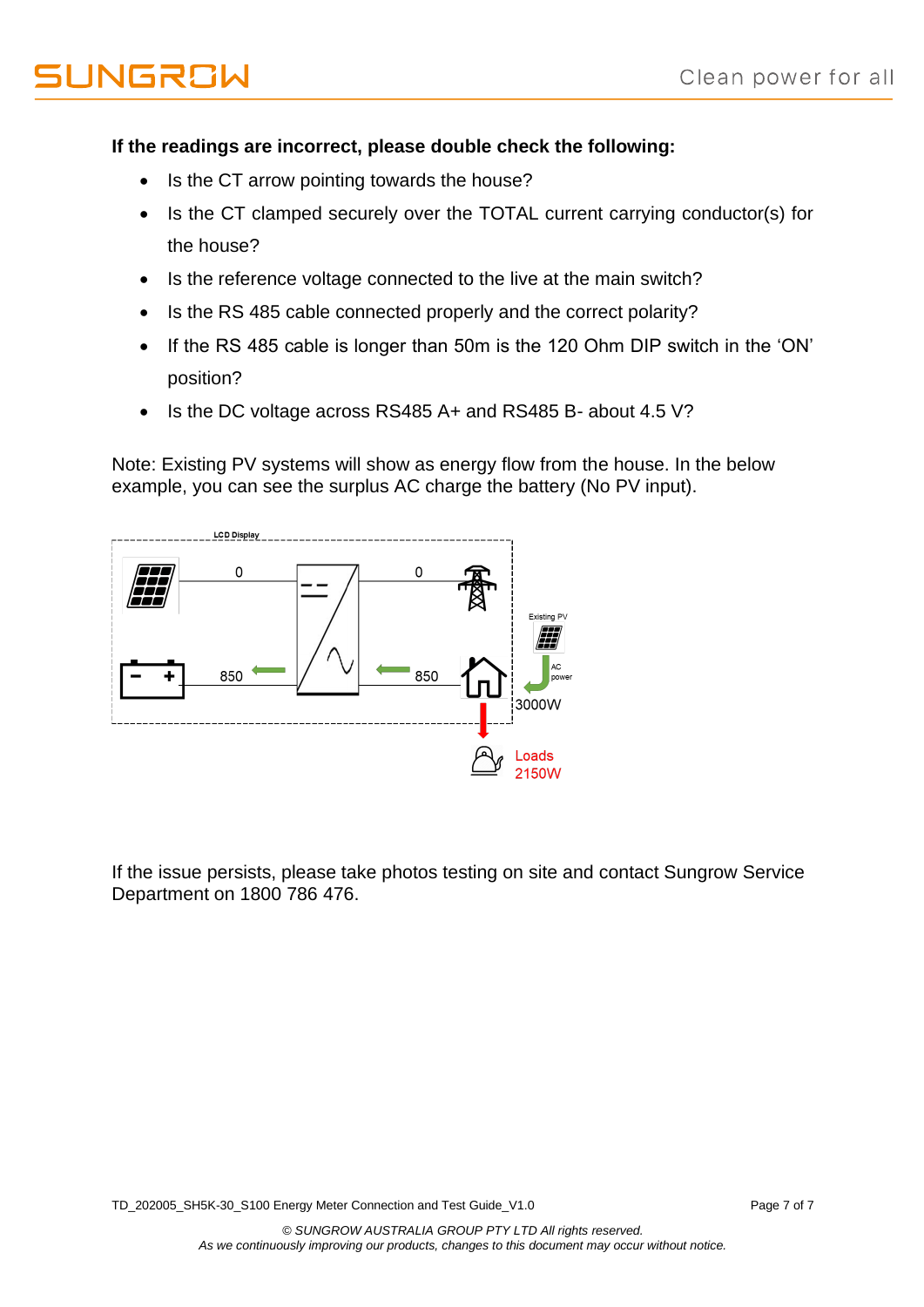**If the readings are incorrect, please double check the following:**

- Is the CT arrow pointing towards the house?
- Is the CT clamped securely over the TOTAL current carrying conductor(s) for the house?
- Is the reference voltage connected to the live at the main switch?
- Is the RS 485 cable connected properly and the correct polarity?
- If the RS 485 cable is longer than 50m is the 120 Ohm DIP switch in the 'ON' position?
- Is the DC voltage across RS485 A+ and RS485 B- about 4.5 V?

Note: Existing PV systems will show as energy flow from the house. In the below example, you can see the surplus AC charge the battery (No PV input).

LCD Display

0

0

850

850

Existing PV

AC power

3000W

Loads

2150W

If the issue persists, please take photos testing on site and contact Sungrow Service Department on 1800 786 476.